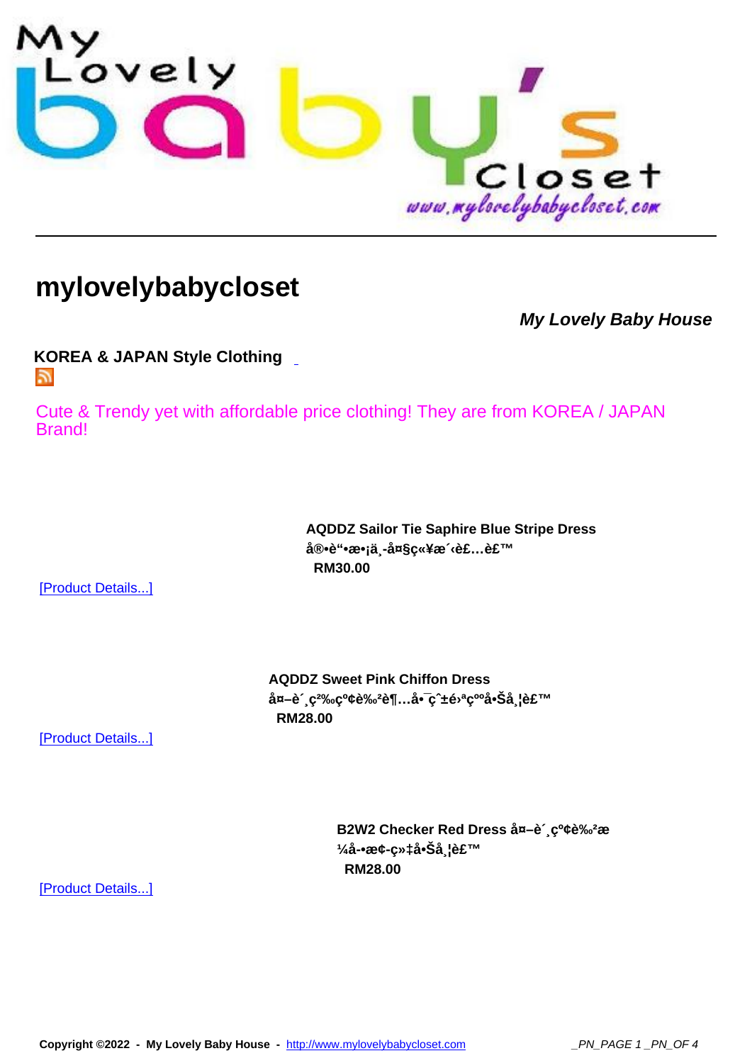# mylovelybabycloset

***My Lovely Baby House***

**KOREA & JAPAN Style Clothing**

Cute & Trendy yet with affordable price clothing! They are from KOREA / JAPAN Brand!

**AQDDZ Sailor Tie Saphire Blue Stripe Dress**
**å®•è"•æ•¡ä¸-å¤§ç«¥æ´‹è£…è£™**
**RM30.00**

[Product Details...]

**AQDDZ Sweet Pink Chiffon Dress**
**å¤–è´¸ç²‰ç°¢è‰²è¶…å•¯ç ±é›ªç°å•Šå¸¦è£™**
**RM28.00**

[Product Details...]

**B2W2 Checker Red Dress å¤–è´¸ç°¢è‰²æ¼å-•æ¢-ç»‡å•Šå¸¦è£™**
**RM28.00**

[Product Details...]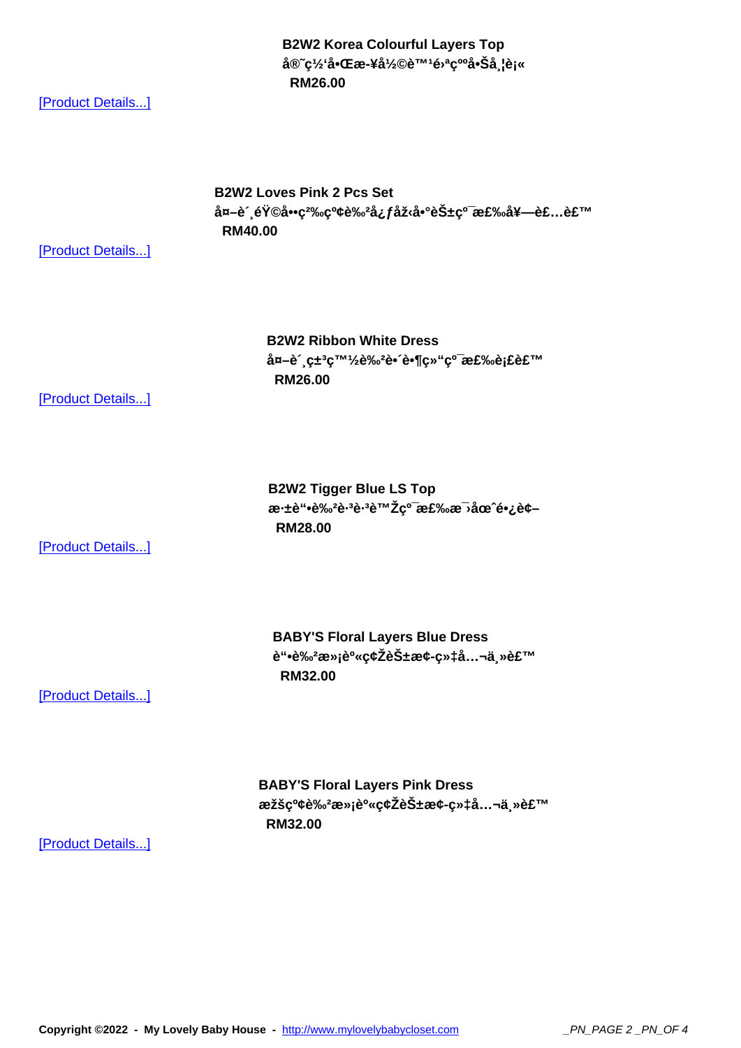**B2W2 Korea Colourful Layers Top**
**å®˜ç½‘å•Œæ-¥å½©è™¹é›ªçººå•Šå¸¦è¡«**
**RM26.00**

[Product Details...]

**B2W2 Loves Pink 2 Pcs Set**
**å¤–è´¸éŸ©å••ç²‰çº¢è‰²å¿ƒåž‹å•°èŠ±çº¯æ£‰å¥—è£…è£™**
**RM40.00**

[Product Details...]

**B2W2 Ribbon White Dress**
**å¤–è´¸ç±³ç™½è‰²è•´è•¶ç»“çº¯æ£‰è¡£è£™**
**RM26.00**

[Product Details...]

**B2W2 Tigger Blue LS Top**
**æ·±è“•è‰²è·³è·³è™Žçº¯æ£‰æ¯›åœˆé•¿è¢–**
**RM28.00**

[Product Details...]

**BABY'S Floral Layers Blue Dress**
**è“•è‰²æ»¡è º«ç¢ŽèŠ±æ¢-ç»‡å…¬ä¸»è£™**
**RM32.00**

[Product Details...]

**BABY'S Floral Layers Pink Dress**
**æžšçº¢è‰²æ»¡è º«ç¢ŽèŠ±æ¢-ç»‡å…¬ä¸»è£™**
**RM32.00**

[Product Details...]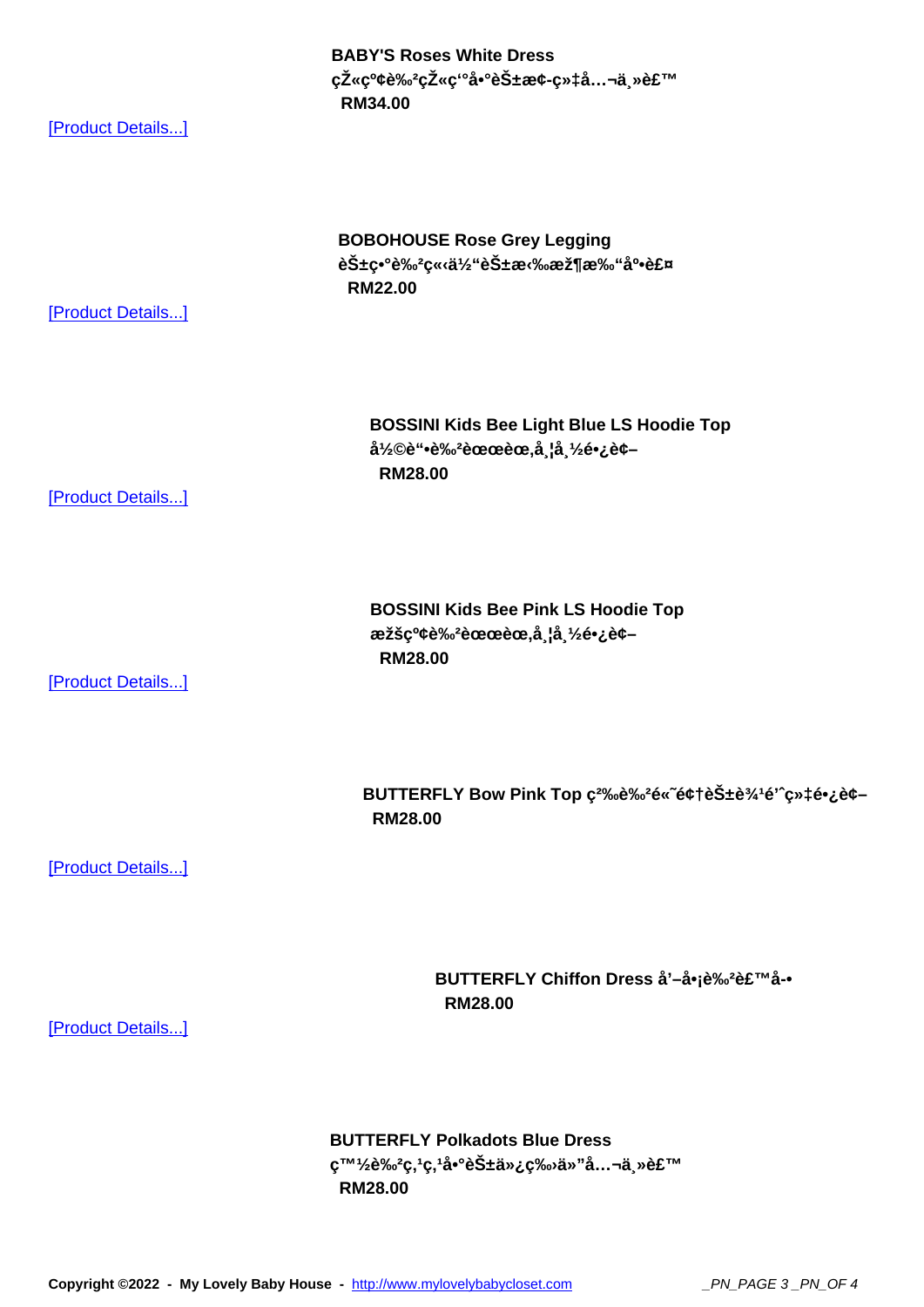**BABY'S Roses White Dress**
**çŽ«ç°¢è‰²çŽ«ç'°å•°èŠ±æ¢-ç»‡å…¬ä¸»è£™**
**RM34.00**

[Product Details...]

**BOBOHOUSE Rose Grey Legging**
**èŠ±ç•°è‰²ç«‹ä½"èŠ±æ‹‰æž¶æ‰"å°•è£¤**
**RM22.00**

[Product Details...]

**BOSSINI Kids Bee Light Blue LS Hoodie Top**
**å½©è"•è‰²èœœèœ‚å¸¦å¸½é•¿è¢–**
**RM28.00**

[Product Details...]

**BOSSINI Kids Bee Pink LS Hoodie Top**
**æžšç°¢è‰²èœœèœ‚å¸¦å¸½é•¿è¢–**
**RM28.00**

[Product Details...]

**BUTTERFLY Bow Pink Top ç²‰è‰²é«˜é¢†èŠ±è¾¹é'ˆç»‡é•¿è¢–**
**RM28.00**

[Product Details...]

**BUTTERFLY Chiffon Dress å'–å•¡è‰²è£™å­•**
**RM28.00**

[Product Details...]

**BUTTERFLY Polkadots Blue Dress**
**ç™½è‰²ç‚¹ç‚¹å•°èŠ±ä»¿ç‰›ä»"å…¬ä¸»è£™**
**RM28.00**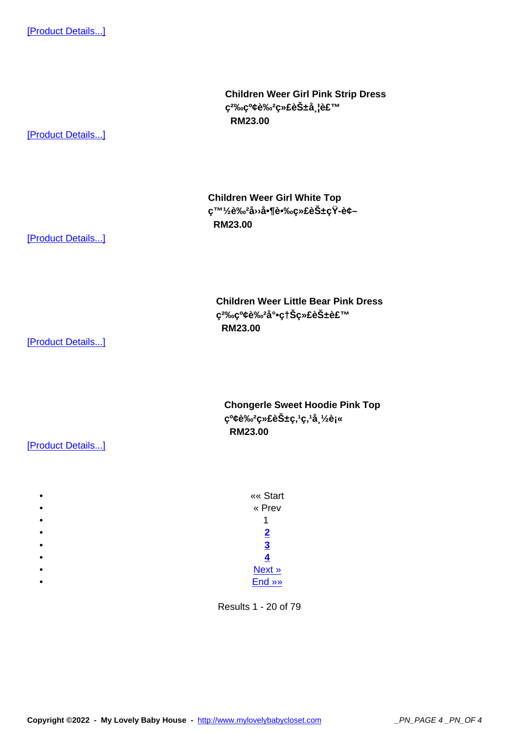[Product Details...]

**Children Weer Girl Pink Strip Dress**
**ç²‰çº¢è‰²ç»£èŠ±å¸¦è£™**
**RM23.00**

[Product Details...]

**Children Weer Girl White Top**
**ç™½è‰²å››å•¶è•‰ç»£èŠ±çŸ­è¢–**
**RM23.00**

[Product Details...]

**Children Weer Little Bear Pink Dress**
**ç²‰çº¢è‰²å°•ç†Šç»£èŠ±è£™**
**RM23.00**

[Product Details...]

**Chongerle Sweet Hoodie Pink Top**
**çº¢è‰²ç»£èŠ±ç‚¹ç‚¹å¸½è¡«**
**RM23.00**

[Product Details...]

- «« Start
- « Prev
- 1
- **2**
- **3**
- **4**
- Next »
- End »»

Results 1 - 20 of 79

**Copyright ©2022 - My Lovely Baby House -** http://www.mylovelybabycloset.com